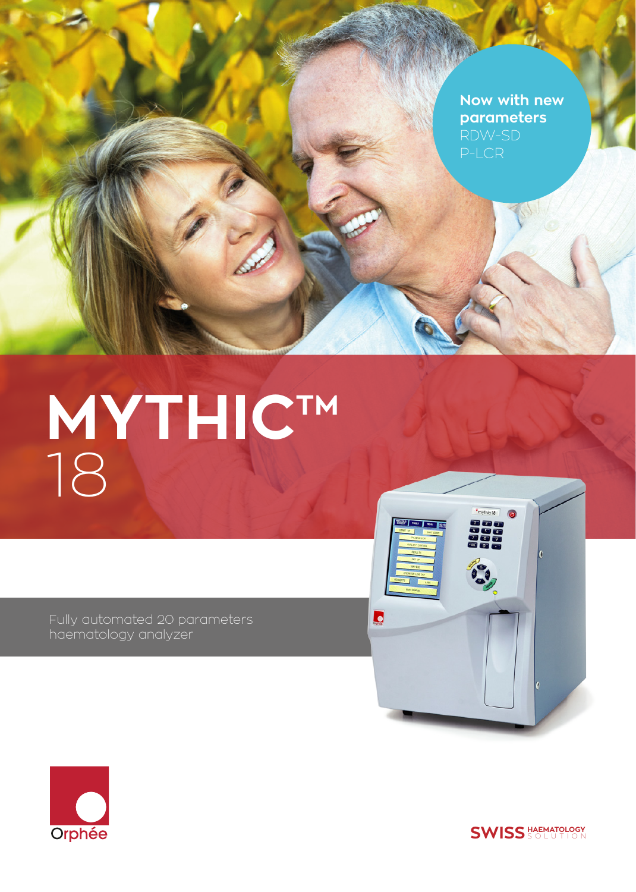Now with new parameters
RDW-SD
P-LCR

# MYTHIC™ 18

Fully automated 20 parameters haematology analyzer

Orphée

SWISS HAEMATOLOGY SOLUTION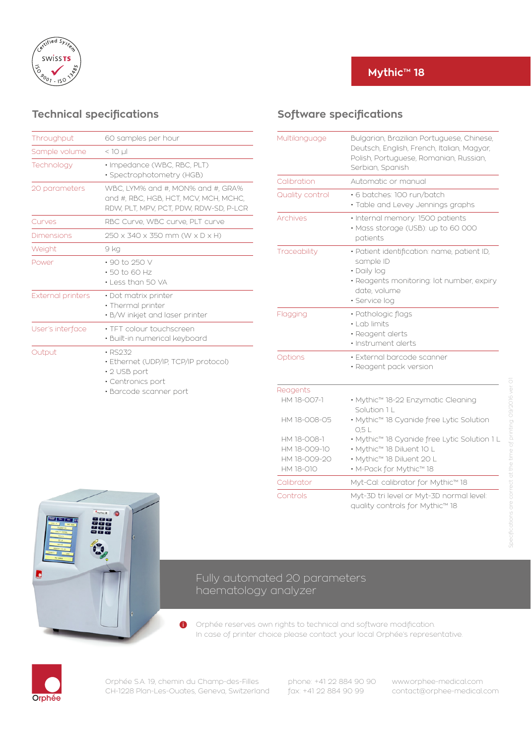# Mythic™ 18

## Technical specifications

| | |
|---|---|
| Throughput | 60 samples per hour |
| Sample volume | < 10 µl |
| Technology | • Impedance (WBC, RBC, PLT)<br>• Spectrophotometry (HGB) |
| 20 parameters | WBC, LYM% and #, MON% and #, GRA% and #, RBC, HGB, HCT, MCV, MCH, MCHC, RDW, PLT, MPV, PCT, PDW, RDW-SD, P-LCR |
| Curves | RBC Curve, WBC curve, PLT curve |
| Dimensions | 250 x 340 x 350 mm (W x D x H) |
| Weight | 9 kg |
| Power | • 90 to 250 V<br>• 50 to 60 Hz<br>• Less than 50 VA |
| External printers | • Dot matrix printer<br>• Thermal printer<br>• B/W inkjet and laser printer |
| User's interface | • TFT colour touchscreen<br>• Built-in numerical keyboard |
| Output | • RS232<br>• Ethernet (UDP/IP, TCP/IP protocol)<br>• 2 USB port<br>• Centronics port<br>• Barcode scanner port |

## Software specifications

| | |
|---|---|
| Multilanguage | Bulgarian, Brazilian Portuguese, Chinese, Deutsch, English, French, Italian, Magyar, Polish, Portuguese, Romanian, Russian, Serbian, Spanish |
| Calibration | Automatic or manual |
| Quality control | • 6 batches: 100 run/batch<br>• Table and Levey Jennings graphs |
| Archives | • Internal memory: 1500 patients<br>• Mass storage (USB): up to 60 000 patients |
| Traceability | • Patient identification: name, patient ID, sample ID<br>• Daily log<br>• Reagents monitoring: lot number, expiry date, volume<br>• Service log |
| Flagging | • Pathologic flags<br>• Lab limits<br>• Reagent alerts<br>• Instrument alerts |
| Options | • External barcode scanner<br>• Reagent pack version |

| | |
|---|---|
| Reagents | |
| HM 18-007-1 | • Mythic™ 18-22 Enzymatic Cleaning Solution 1 L |
| HM 18-008-05 | • Mythic™ 18 Cyanide free Lytic Solution 0,5 L |
| HM 18-008-1 | • Mythic™ 18 Cyanide free Lytic Solution 1 L |
| HM 18-009-10 | • Mythic™ 18 Diluent 10 L |
| HM 18-009-20 | • Mythic™ 18 Diluent 20 L |
| HM 18-010 | • M-Pack for Mythic™ 18 |
| Calibrator | Myt-Cal: calibrator for Mythic™ 18 |
| Controls | Myt-3D tri level or Myt-3D normal level: quality controls for Mythic™ 18 |

Specifications are correct at the time of printing. 09/2016 ver 01

Fully automated 20 parameters haematology analyzer

Orphée reserves own rights to technical and software modification.
In case of printer choice please contact your local Orphée's representative.

Orphée S.A. 19, chemin du Champ-des-Filles
CH-1228 Plan-Les-Ouates, Geneva, Switzerland

phone: +41 22 884 90 90
fax: +41 22 884 90 99

www.orphee-medical.com
contact@orphee-medical.com